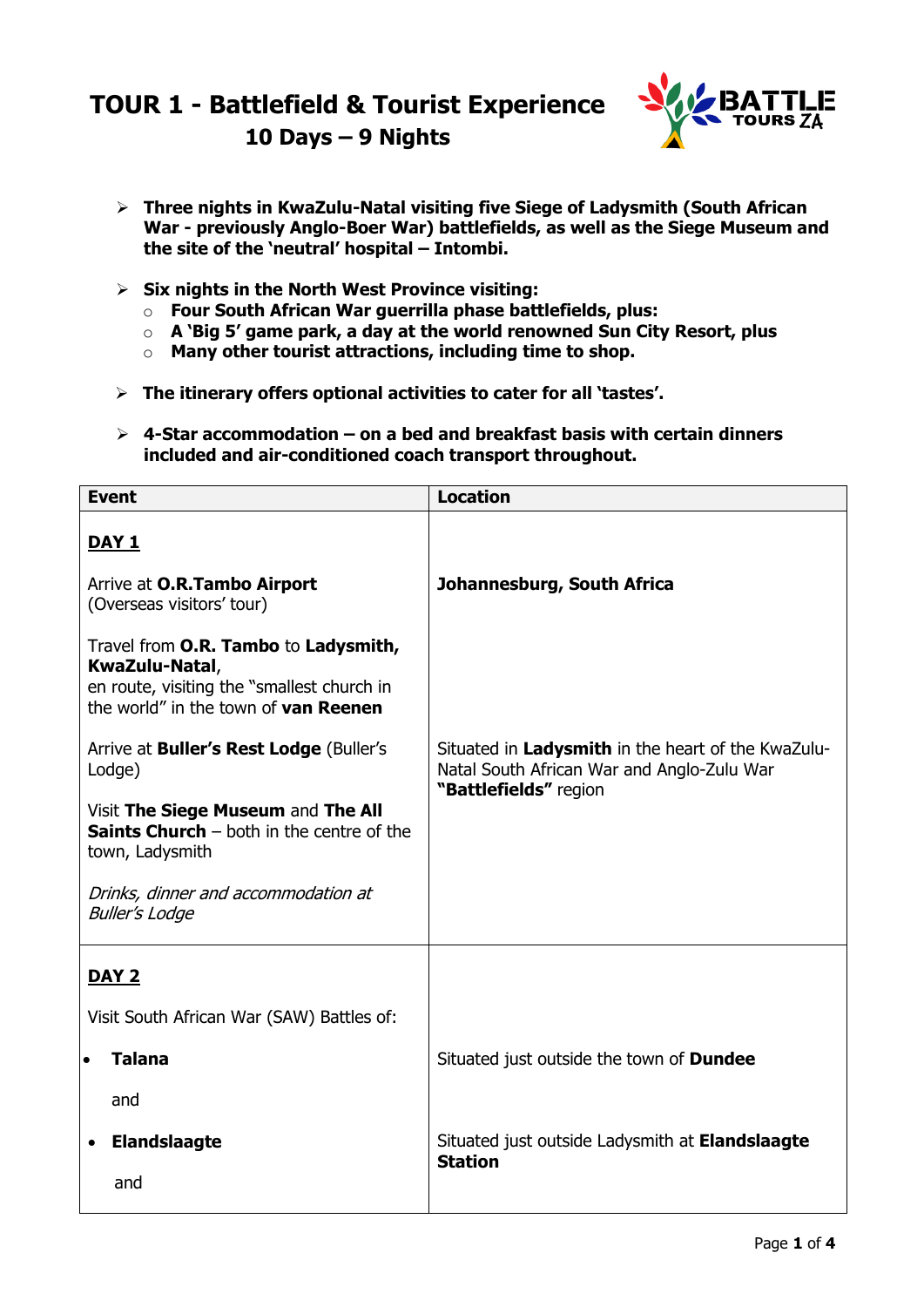# TOUR 1 - Battlefield & Tourist Experience
## 10 Days – 9 Nights

- **Three nights in KwaZulu-Natal visiting five Siege of Ladysmith (South African War - previously Anglo-Boer War) battlefields, as well as the Siege Museum and the site of the 'neutral' hospital – Intombi.**

- **Six nights in the North West Province visiting:**
  - **Four South African War guerrilla phase battlefields, plus:**
  - **A 'Big 5' game park, a day at the world renowned Sun City Resort, plus**
  - **Many other tourist attractions, including time to shop.**

- **The itinerary offers optional activities to cater for all 'tastes'.**

- **4-Star accommodation – on a bed and breakfast basis with certain dinners included and air-conditioned coach transport throughout.**

| Event | Location |
|---|---|
| **DAY 1** | |
| Arrive at **O.R.Tambo Airport** (Overseas visitors' tour) | **Johannesburg, South Africa** |
| Travel from **O.R. Tambo** to **Ladysmith, KwaZulu-Natal**, en route, visiting the "smallest church in the world" in the town of **van Reenen** | |
| Arrive at **Buller's Rest Lodge** (Buller's Lodge) | Situated in **Ladysmith** in the heart of the KwaZulu-Natal South African War and Anglo-Zulu War **"Battlefields"** region |
| Visit **The Siege Museum** and **The All Saints Church** – both in the centre of the town, Ladysmith | |
| *Drinks, dinner and accommodation at Buller's Lodge* | |
| **DAY 2** | |
| Visit South African War (SAW) Battles of: | |
| • **Talana** | Situated just outside the town of **Dundee** |
| and | |
| • **Elandslaagte** | Situated just outside Ladysmith at **Elandslaagte Station** |
| and | |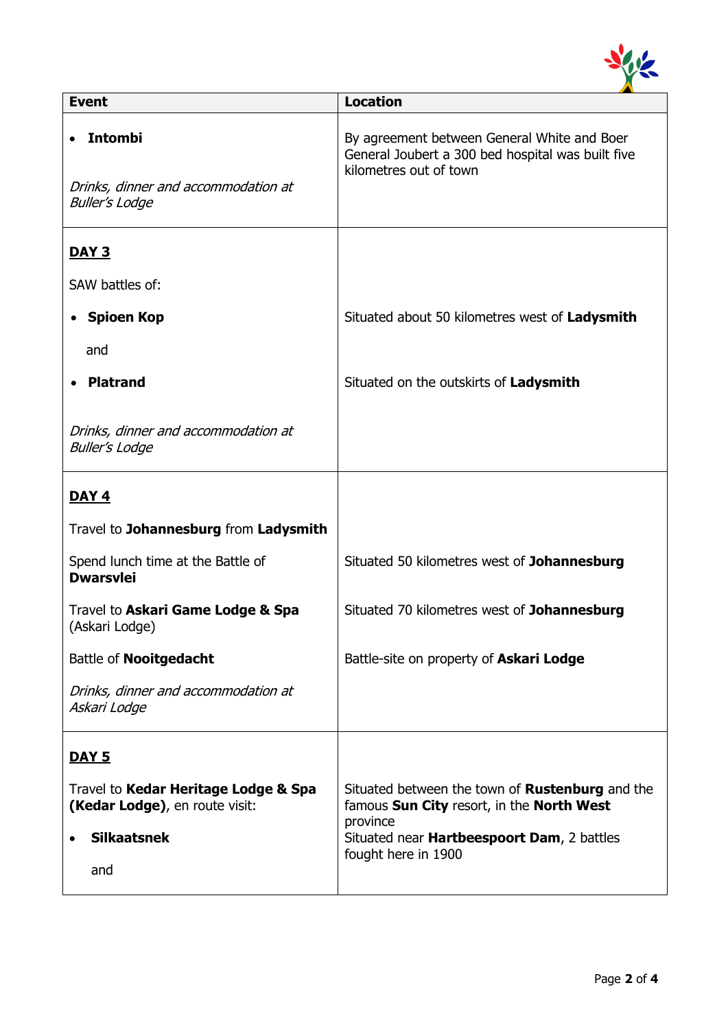| Event | Location |
|---|---|
| • **Intombi**<br><br>*Drinks, dinner and accommodation at Buller's Lodge* | By agreement between General White and Boer General Joubert a 300 bed hospital was built five kilometres out of town |
| **<u>DAY 3</u>**<br><br>SAW battles of:<br><br>• **Spioen Kop**<br><br>and<br><br>• **Platrand**<br><br>*Drinks, dinner and accommodation at Buller's Lodge* | <br><br><br><br>Situated about 50 kilometres west of **Ladysmith**<br><br><br><br>Situated on the outskirts of **Ladysmith** |
| **<u>DAY 4</u>**<br><br>Travel to **Johannesburg** from **Ladysmith**<br><br>Spend lunch time at the Battle of **Dwarsvlei**<br><br>Travel to **Askari Game Lodge & Spa** (Askari Lodge)<br><br>Battle of **Nooitgedacht**<br><br>*Drinks, dinner and accommodation at Askari Lodge* | <br><br><br><br>Situated 50 kilometres west of **Johannesburg**<br><br>Situated 70 kilometres west of **Johannesburg**<br><br>Battle-site on property of **Askari Lodge** |
| **<u>DAY 5</u>**<br><br>Travel to **Kedar Heritage Lodge & Spa (Kedar Lodge)**, en route visit:<br><br>• **Silkaatsnek**<br><br>and | <br><br>Situated between the town of **Rustenburg** and the famous **Sun City** resort, in the **North West** province<br><br>Situated near **Hartbeespoort Dam**, 2 battles fought here in 1900 |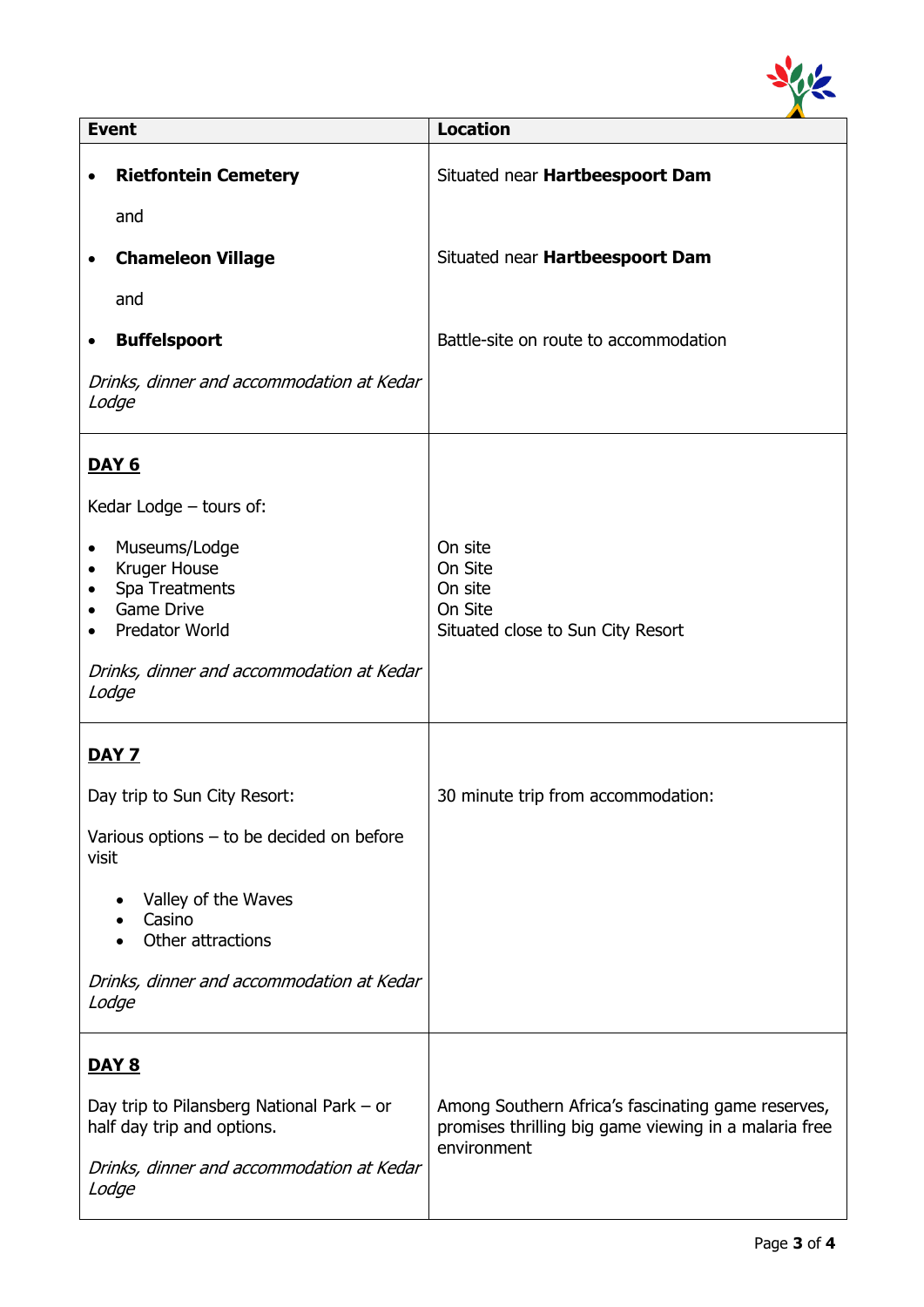| Event | Location |
|---|---|
| • **Rietfontein Cemetery**<br><br>and<br><br>• **Chameleon Village**<br><br>and<br><br>• **Buffelspoort**<br><br>*Drinks, dinner and accommodation at Kedar Lodge* | Situated near **Hartbeespoort Dam**<br><br><br><br>Situated near **Hartbeespoort Dam**<br><br><br><br>Battle-site on route to accommodation |
| **<u>DAY 6</u>**<br><br>Kedar Lodge – tours of:<br><br>• Museums/Lodge<br>• Kruger House<br>• Spa Treatments<br>• Game Drive<br>• Predator World<br><br>*Drinks, dinner and accommodation at Kedar Lodge* | <br><br><br><br>On site<br>On Site<br>On site<br>On Site<br>Situated close to Sun City Resort |
| **<u>DAY 7</u>**<br><br>Day trip to Sun City Resort:<br><br>Various options – to be decided on before visit<br><br>• Valley of the Waves<br>• Casino<br>• Other attractions<br><br>*Drinks, dinner and accommodation at Kedar Lodge* | <br><br>30 minute trip from accommodation: |
| **<u>DAY 8</u>**<br><br>Day trip to Pilansberg National Park – or half day trip and options.<br><br>*Drinks, dinner and accommodation at Kedar Lodge* | <br><br>Among Southern Africa's fascinating game reserves, promises thrilling big game viewing in a malaria free environment |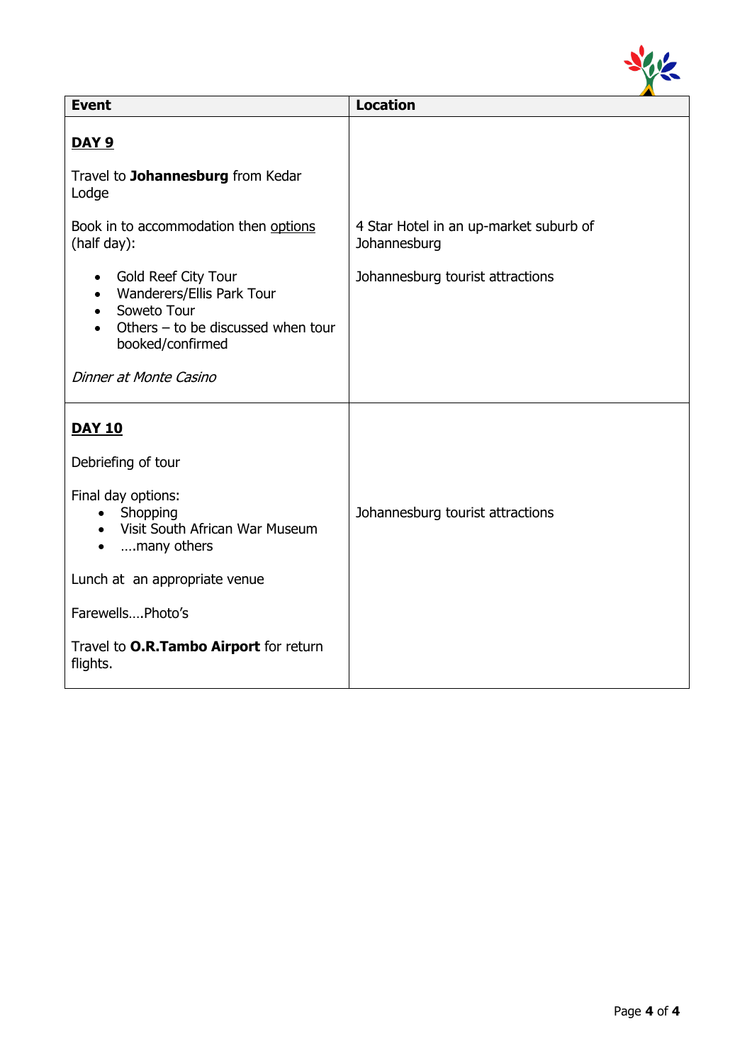| Event | Location |
|---|---|
| **<u>DAY 9</u>**<br><br>Travel to **Johannesburg** from Kedar Lodge<br><br>Book in to accommodation then <u>options</u> (half day):<br><br>• Gold Reef City Tour<br>• Wanderers/Ellis Park Tour<br>• Soweto Tour<br>• Others – to be discussed when tour booked/confirmed<br><br>*Dinner at Monte Casino* | <br><br><br><br><br>4 Star Hotel in an up-market suburb of Johannesburg<br><br>Johannesburg tourist attractions |
| **<u>DAY 10</u>**<br><br>Debriefing of tour<br><br>Final day options:<br>• Shopping<br>• Visit South African War Museum<br>• ….many others<br><br>Lunch at an appropriate venue<br><br>Farewells….Photo's<br><br>Travel to **O.R.Tambo Airport** for return flights. | <br><br><br><br><br>Johannesburg tourist attractions |